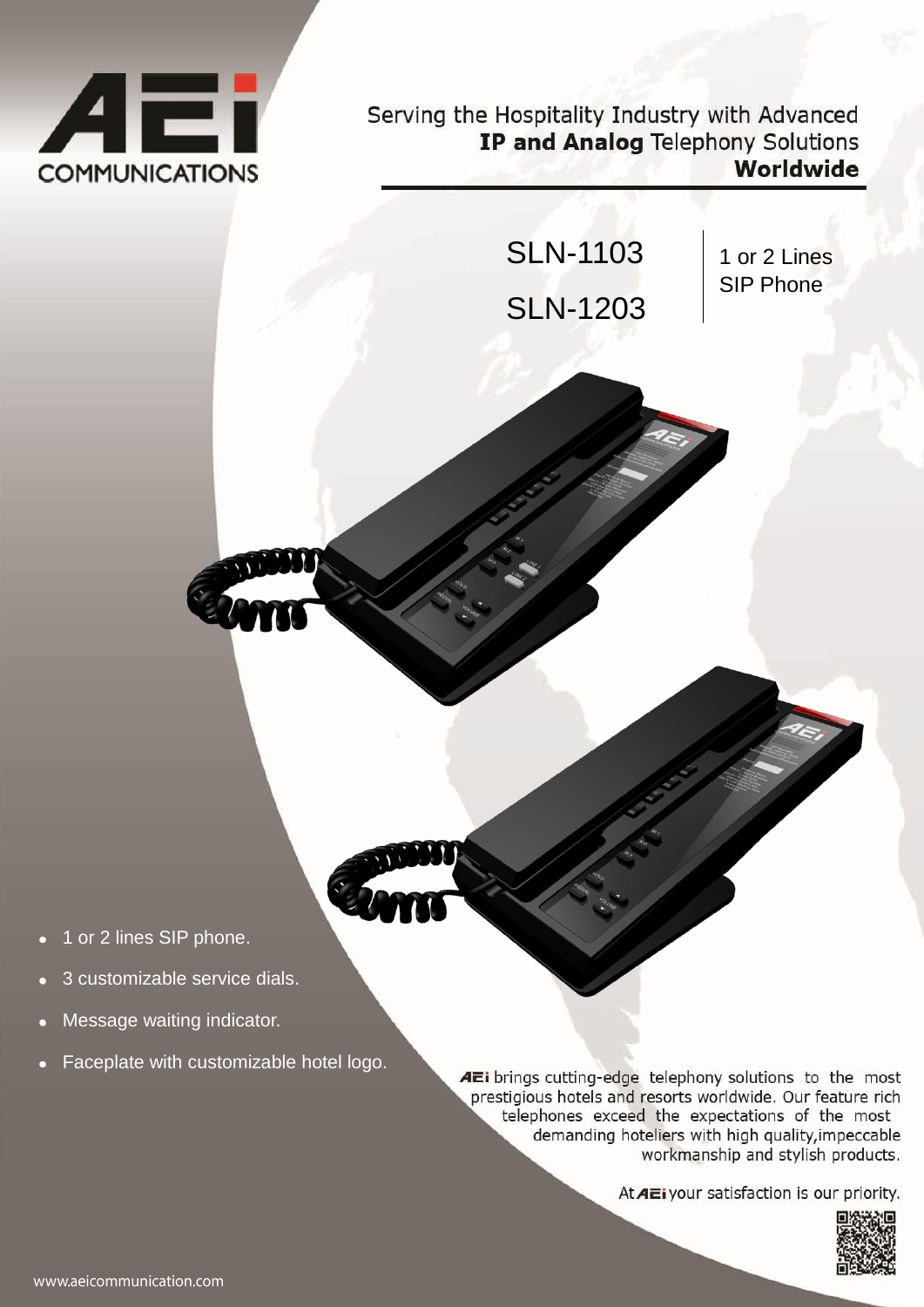AEi COMMUNICATIONS

Serving the Hospitality Industry with Advanced
**IP and Analog** Telephony Solutions
**Worldwide**

# SLN-1103
# SLN-1203

1 or 2 Lines
SIP Phone

- 1 or 2 lines SIP phone.
- 3 customizable service dials.
- Message waiting indicator.
- Faceplate with customizable hotel logo.

AEi brings cutting-edge telephony solutions to the most prestigious hotels and resorts worldwide. Our feature rich telephones exceed the expectations of the most demanding hoteliers with high quality,impeccable workmanship and stylish products.

At AEi your satisfaction is our priority.

www.aeicommunication.com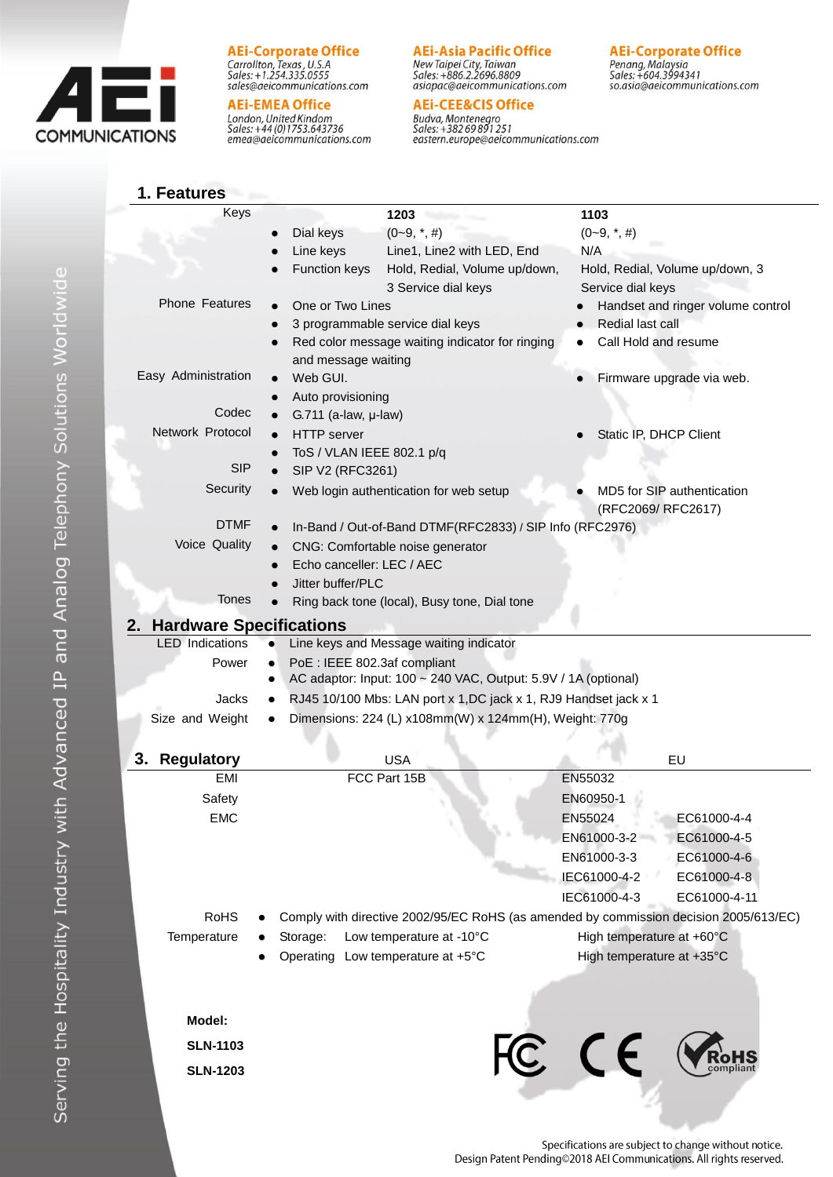**AEi-Corporate Office**
Carrollton, Texas, U.S.A
Sales: +1.254.335.0555
sales@aeicommunications.com

**AEi-EMEA Office**
London, United Kindom
Sales: +44 (0)1753.643736
emea@aeicommunications.com

**AEi-Asia Pacific Office**
New Taipei City, Taiwan
Sales: +886.2.2696.8809
asiapac@aeicommunications.com

**AEi-CEE&CIS Office**
Budva, Montenegro
Sales: +382 69 891 251
eastern.europe@aeicommunications.com

**AEi-Corporate Office**
Penang, Malaysia
Sales: +604.3994341
so.asia@aeicommunications.com

Serving the Hospitality Industry with Advanced IP and Analog Telephony Solutions Worldwide

## 1. Features

| | | | |
|---|---|---|---|
| Keys | | **1203** | **1103** |
| | ● Dial keys | (0~9, *, #) | (0~9, *, #) |
| | ● Line keys | Line1, Line2 with LED, End | N/A |
| | ● Function keys | Hold, Redial, Volume up/down, 3 Service dial keys | Hold, Redial, Volume up/down, 3 Service dial keys |

| | | |
|---|---|---|
| Phone Features | ● One or Two Lines<br>● 3 programmable service dial keys<br>● Red color message waiting indicator for ringing and message waiting | ● Handset and ringer volume control<br>● Redial last call<br>● Call Hold and resume |
| Easy Administration | ● Web GUI.<br>● Auto provisioning | ● Firmware upgrade via web. |
| Codec | ● G.711 (a-law, μ-law) | |
| Network Protocol | ● HTTP server<br>● ToS / VLAN IEEE 802.1 p/q | ● Static IP, DHCP Client |
| SIP | ● SIP V2 (RFC3261) | |
| Security | ● Web login authentication for web setup | ● MD5 for SIP authentication (RFC2069/ RFC2617) |
| DTMF | ● In-Band / Out-of-Band DTMF(RFC2833) / SIP Info (RFC2976) | |
| Voice Quality | ● CNG: Comfortable noise generator<br>● Echo canceller: LEC / AEC<br>● Jitter buffer/PLC | |
| Tones | ● Ring back tone (local), Busy tone, Dial tone | |

## 2. Hardware Specifications

| | |
|---|---|
| LED Indications | ● Line keys and Message waiting indicator |
| Power | ● PoE : IEEE 802.3af compliant<br>● AC adaptor: Input: 100 ~ 240 VAC, Output: 5.9V / 1A (optional) |
| Jacks | ● RJ45 10/100 Mbs: LAN port x 1,DC jack x 1, RJ9 Handset jack x 1 |
| Size and Weight | ● Dimensions: 224 (L) x108mm(W) x 124mm(H), Weight: 770g |

## 3. Regulatory

| | USA | EU | |
|---|---|---|---|
| EMI | FCC Part 15B | EN55032 | |
| Safety | | EN60950-1 | |
| EMC | | EN55024 | EC61000-4-4 |
| | | EN61000-3-2 | EC61000-4-5 |
| | | EN61000-3-3 | EC61000-4-6 |
| | | IEC61000-4-2 | EC61000-4-8 |
| | | IEC61000-4-3 | EC61000-4-11 |

| | | | |
|---|---|---|---|
| RoHS | ● Comply with directive 2002/95/EC RoHS (as amended by commission decision 2005/613/EC) | | |
| Temperature | ● Storage: | Low temperature at -10°C | High temperature at +60°C |
| | ● Operating | Low temperature at +5°C | High temperature at +35°C |

**Model:**

**SLN-1103**

**SLN-1203**

Specifications are subject to change without notice.
Design Patent Pending©2018 AEI Communications. All rights reserved.